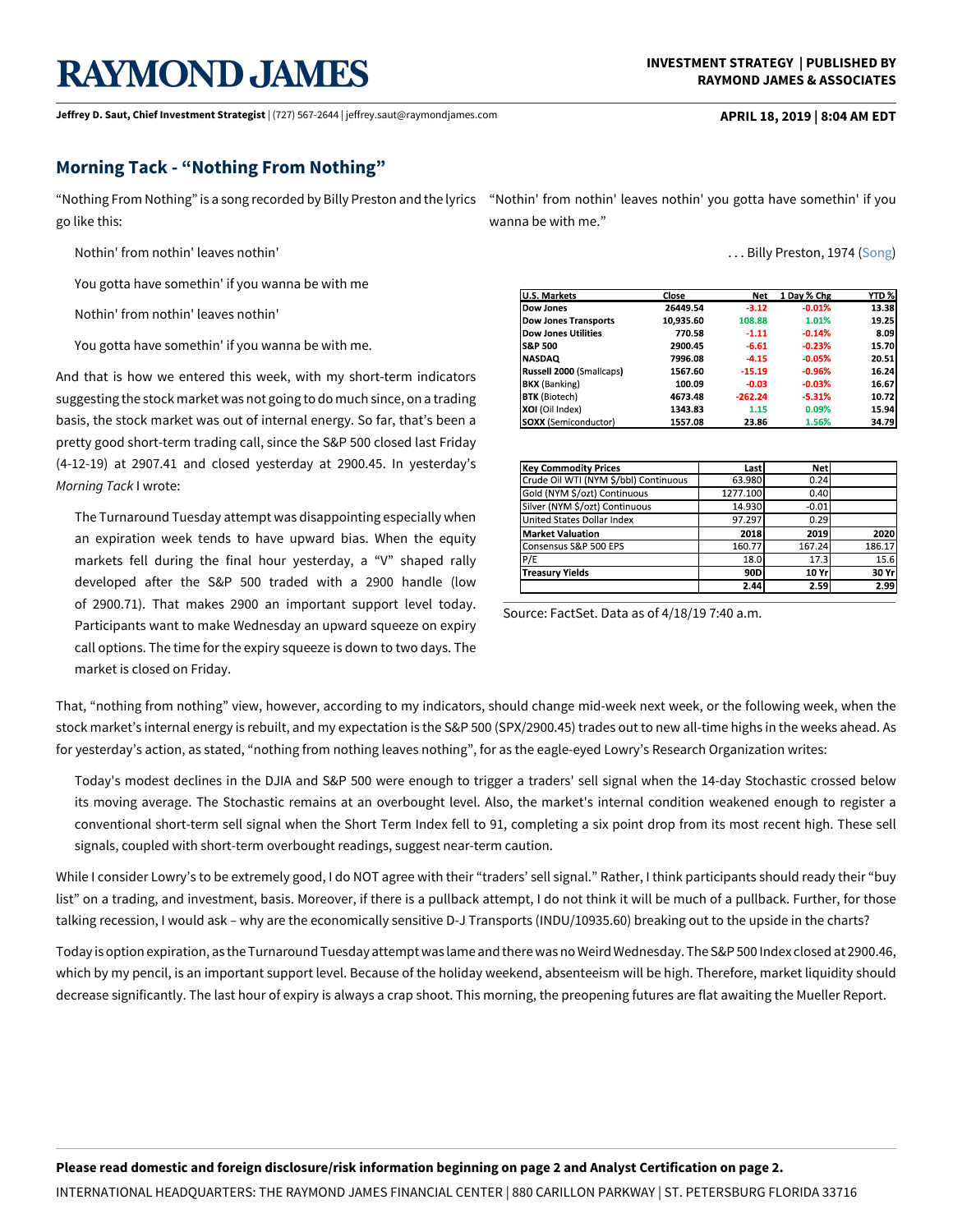# RAYMOND JAMES

**INVESTMENT STRATEGY | PUBLISHED BY RAYMOND JAMES & ASSOCIATES**

**Jeffrey D. Saut, Chief Investment Strategist** | (727) 567-2644 | jeffrey.saut@raymondjames.com

**APRIL 18, 2019 | 8:04 AM EDT**

## Morning Tack - "Nothing From Nothing"

"Nothing From Nothing" is a song recorded by Billy Preston and the lyrics go like this:

> Nothin' from nothin' leaves nothin'
>
> You gotta have somethin' if you wanna be with me
>
> Nothin' from nothin' leaves nothin'
>
> You gotta have somethin' if you wanna be with me.

"Nothin' from nothin' leaves nothin' you gotta have somethin' if you wanna be with me."

. . . Billy Preston, 1974 (Song)

| U.S. Markets | Close | Net | 1 Day % Chg | YTD % |
|---|---|---|---|---|
| **Dow Jones** | 26449.54 | -3.12 | -0.01% | 13.38 |
| **Dow Jones Transports** | 10,935.60 | 108.88 | 1.01% | 19.25 |
| **Dow Jones Utilities** | 770.58 | -1.11 | -0.14% | 8.09 |
| **S&P 500** | 2900.45 | -6.61 | -0.23% | 15.70 |
| **NASDAQ** | 7996.08 | -4.15 | -0.05% | 20.51 |
| **Russell 2000** (Smallcaps) | 1567.60 | -15.19 | -0.96% | 16.24 |
| **BKX** (Banking) | 100.09 | -0.03 | -0.03% | 16.67 |
| **BTK** (Biotech) | 4673.48 | -262.24 | -5.31% | 10.72 |
| **XOI** (Oil Index) | 1343.83 | 1.15 | 0.09% | 15.94 |
| **SOXX** (Semiconductor) | 1557.08 | 23.86 | 1.56% | 34.79 |

| Key Commodity Prices | Last | Net | |
|---|---|---|---|
| Crude Oil WTI (NYM $/bbl) Continuous | 63.980 | 0.24 | |
| Gold (NYM $/ozt) Continuous | 1277.100 | 0.40 | |
| Silver (NYM $/ozt) Continuous | 14.930 | -0.01 | |
| United States Dollar Index | 97.297 | 0.29 | |
| **Market Valuation** | **2018** | **2019** | **2020** |
| Consensus S&P 500 EPS | 160.77 | 167.24 | 186.17 |
| P/E | 18.0 | 17.3 | 15.6 |
| **Treasury Yields** | **90D** | **10 Yr** | **30 Yr** |
| | 2.44 | 2.59 | 2.99 |

Source: FactSet. Data as of 4/18/19 7:40 a.m.

And that is how we entered this week, with my short-term indicators suggesting the stock market was not going to do much since, on a trading basis, the stock market was out of internal energy. So far, that's been a pretty good short-term trading call, since the S&P 500 closed last Friday (4-12-19) at 2907.41 and closed yesterday at 2900.45. In yesterday's *Morning Tack* I wrote:

> The Turnaround Tuesday attempt was disappointing especially when an expiration week tends to have upward bias. When the equity markets fell during the final hour yesterday, a "V" shaped rally developed after the S&P 500 traded with a 2900 handle (low of 2900.71). That makes 2900 an important support level today. Participants want to make Wednesday an upward squeeze on expiry call options. The time for the expiry squeeze is down to two days. The market is closed on Friday.

That, "nothing from nothing" view, however, according to my indicators, should change mid-week next week, or the following week, when the stock market's internal energy is rebuilt, and my expectation is the S&P 500 (SPX/2900.45) trades out to new all-time highs in the weeks ahead. As for yesterday's action, as stated, "nothing from nothing leaves nothing", for as the eagle-eyed Lowry's Research Organization writes:

> Today's modest declines in the DJIA and S&P 500 were enough to trigger a traders' sell signal when the 14-day Stochastic crossed below its moving average. The Stochastic remains at an overbought level. Also, the market's internal condition weakened enough to register a conventional short-term sell signal when the Short Term Index fell to 91, completing a six point drop from its most recent high. These sell signals, coupled with short-term overbought readings, suggest near-term caution.

While I consider Lowry's to be extremely good, I do NOT agree with their "traders' sell signal." Rather, I think participants should ready their "buy list" on a trading, and investment, basis. Moreover, if there is a pullback attempt, I do not think it will be much of a pullback. Further, for those talking recession, I would ask – why are the economically sensitive D-J Transports (INDU/10935.60) breaking out to the upside in the charts?

Today is option expiration, as the Turnaround Tuesday attempt was lame and there was no Weird Wednesday. The S&P 500 Index closed at 2900.46, which by my pencil, is an important support level. Because of the holiday weekend, absenteeism will be high. Therefore, market liquidity should decrease significantly. The last hour of expiry is always a crap shoot. This morning, the preopening futures are flat awaiting the Mueller Report.

**Please read domestic and foreign disclosure/risk information beginning on page 2 and Analyst Certification on page 2.**

INTERNATIONAL HEADQUARTERS: THE RAYMOND JAMES FINANCIAL CENTER | 880 CARILLON PARKWAY | ST. PETERSBURG FLORIDA 33716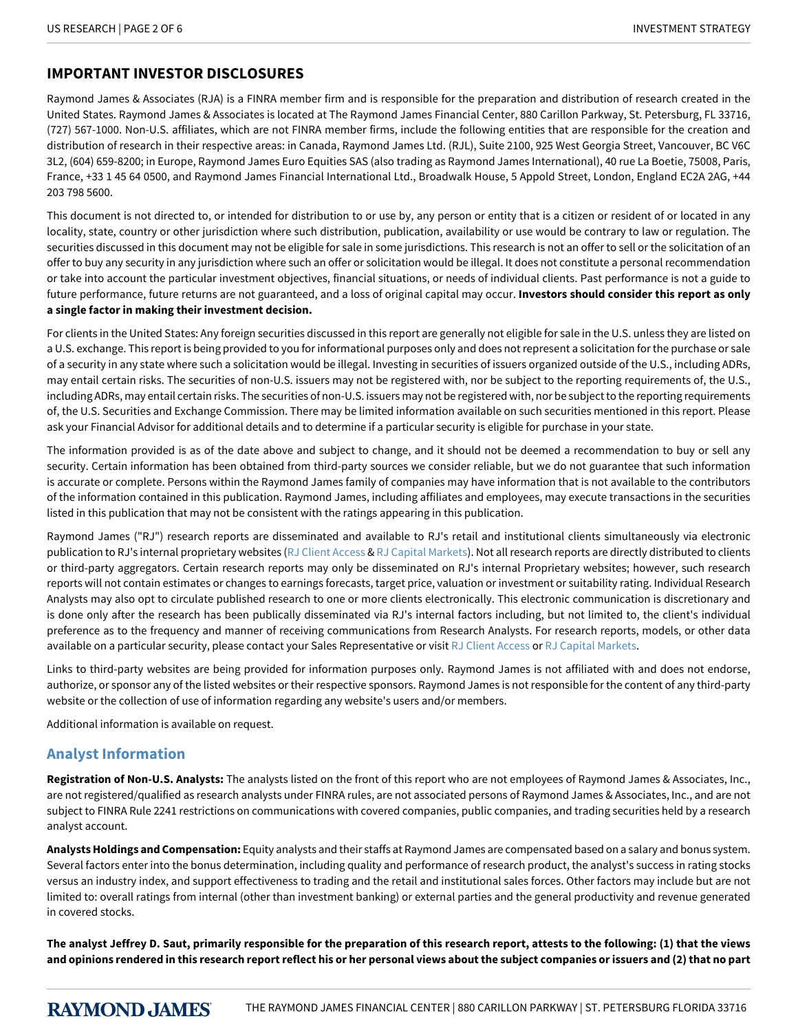## IMPORTANT INVESTOR DISCLOSURES

Raymond James & Associates (RJA) is a FINRA member firm and is responsible for the preparation and distribution of research created in the United States. Raymond James & Associates is located at The Raymond James Financial Center, 880 Carillon Parkway, St. Petersburg, FL 33716, (727) 567-1000. Non-U.S. affiliates, which are not FINRA member firms, include the following entities that are responsible for the creation and distribution of research in their respective areas: in Canada, Raymond James Ltd. (RJL), Suite 2100, 925 West Georgia Street, Vancouver, BC V6C 3L2, (604) 659-8200; in Europe, Raymond James Euro Equities SAS (also trading as Raymond James International), 40 rue La Boetie, 75008, Paris, France, +33 1 45 64 0500, and Raymond James Financial International Ltd., Broadwalk House, 5 Appold Street, London, England EC2A 2AG, +44 203 798 5600.

This document is not directed to, or intended for distribution to or use by, any person or entity that is a citizen or resident of or located in any locality, state, country or other jurisdiction where such distribution, publication, availability or use would be contrary to law or regulation. The securities discussed in this document may not be eligible for sale in some jurisdictions. This research is not an offer to sell or the solicitation of an offer to buy any security in any jurisdiction where such an offer or solicitation would be illegal. It does not constitute a personal recommendation or take into account the particular investment objectives, financial situations, or needs of individual clients. Past performance is not a guide to future performance, future returns are not guaranteed, and a loss of original capital may occur. **Investors should consider this report as only a single factor in making their investment decision.**

For clients in the United States: Any foreign securities discussed in this report are generally not eligible for sale in the U.S. unless they are listed on a U.S. exchange. This report is being provided to you for informational purposes only and does not represent a solicitation for the purchase or sale of a security in any state where such a solicitation would be illegal. Investing in securities of issuers organized outside of the U.S., including ADRs, may entail certain risks. The securities of non-U.S. issuers may not be registered with, nor be subject to the reporting requirements of, the U.S., including ADRs, may entail certain risks. The securities of non-U.S. issuers may not be registered with, nor be subject to the reporting requirements of, the U.S. Securities and Exchange Commission. There may be limited information available on such securities mentioned in this report. Please ask your Financial Advisor for additional details and to determine if a particular security is eligible for purchase in your state.

The information provided is as of the date above and subject to change, and it should not be deemed a recommendation to buy or sell any security. Certain information has been obtained from third-party sources we consider reliable, but we do not guarantee that such information is accurate or complete. Persons within the Raymond James family of companies may have information that is not available to the contributors of the information contained in this publication. Raymond James, including affiliates and employees, may execute transactions in the securities listed in this publication that may not be consistent with the ratings appearing in this publication.

Raymond James ("RJ") research reports are disseminated and available to RJ's retail and institutional clients simultaneously via electronic publication to RJ's internal proprietary websites (RJ Client Access & RJ Capital Markets). Not all research reports are directly distributed to clients or third-party aggregators. Certain research reports may only be disseminated on RJ's internal Proprietary websites; however, such research reports will not contain estimates or changes to earnings forecasts, target price, valuation or investment or suitability rating. Individual Research Analysts may also opt to circulate published research to one or more clients electronically. This electronic communication is discretionary and is done only after the research has been publically disseminated via RJ's internal factors including, but not limited to, the client's individual preference as to the frequency and manner of receiving communications from Research Analysts. For research reports, models, or other data available on a particular security, please contact your Sales Representative or visit RJ Client Access or RJ Capital Markets.

Links to third-party websites are being provided for information purposes only. Raymond James is not affiliated with and does not endorse, authorize, or sponsor any of the listed websites or their respective sponsors. Raymond James is not responsible for the content of any third-party website or the collection of use of information regarding any website's users and/or members.

Additional information is available on request.

### Analyst Information

**Registration of Non-U.S. Analysts:** The analysts listed on the front of this report who are not employees of Raymond James & Associates, Inc., are not registered/qualified as research analysts under FINRA rules, are not associated persons of Raymond James & Associates, Inc., and are not subject to FINRA Rule 2241 restrictions on communications with covered companies, public companies, and trading securities held by a research analyst account.

**Analysts Holdings and Compensation:** Equity analysts and their staffs at Raymond James are compensated based on a salary and bonus system. Several factors enter into the bonus determination, including quality and performance of research product, the analyst's success in rating stocks versus an industry index, and support effectiveness to trading and the retail and institutional sales forces. Other factors may include but are not limited to: overall ratings from internal (other than investment banking) or external parties and the general productivity and revenue generated in covered stocks.

**The analyst Jeffrey D. Saut, primarily responsible for the preparation of this research report, attests to the following: (1) that the views and opinions rendered in this research report reflect his or her personal views about the subject companies or issuers and (2) that no part**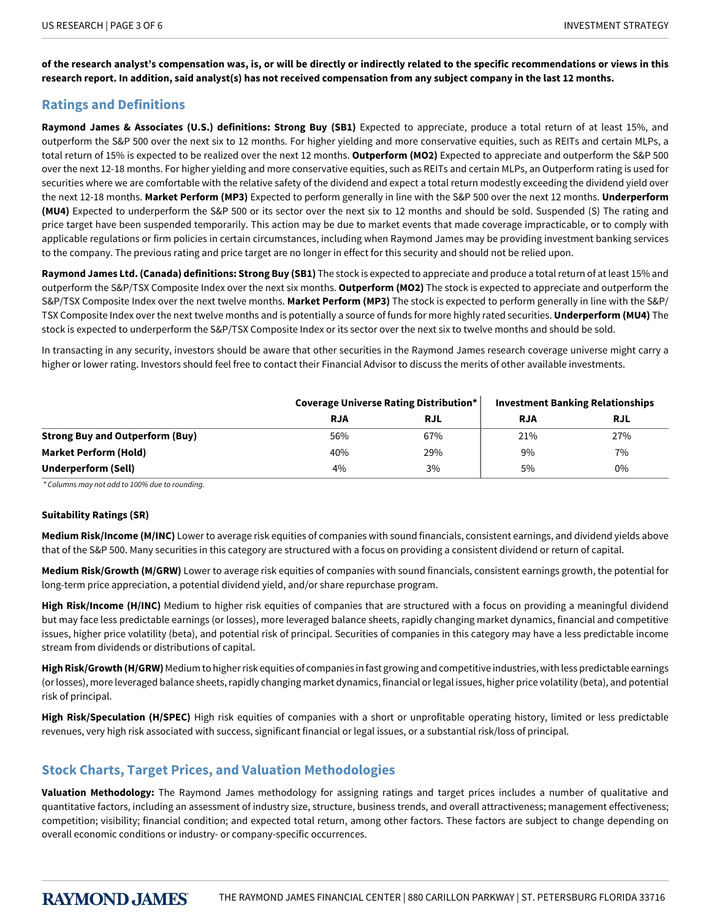**of the research analyst's compensation was, is, or will be directly or indirectly related to the specific recommendations or views in this research report. In addition, said analyst(s) has not received compensation from any subject company in the last 12 months.**

## Ratings and Definitions

**Raymond James & Associates (U.S.) definitions: Strong Buy (SB1)** Expected to appreciate, produce a total return of at least 15%, and outperform the S&P 500 over the next six to 12 months. For higher yielding and more conservative equities, such as REITs and certain MLPs, a total return of 15% is expected to be realized over the next 12 months. **Outperform (MO2)** Expected to appreciate and outperform the S&P 500 over the next 12-18 months. For higher yielding and more conservative equities, such as REITs and certain MLPs, an Outperform rating is used for securities where we are comfortable with the relative safety of the dividend and expect a total return modestly exceeding the dividend yield over the next 12-18 months. **Market Perform (MP3)** Expected to perform generally in line with the S&P 500 over the next 12 months. **Underperform (MU4)** Expected to underperform the S&P 500 or its sector over the next six to 12 months and should be sold. Suspended (S) The rating and price target have been suspended temporarily. This action may be due to market events that made coverage impracticable, or to comply with applicable regulations or firm policies in certain circumstances, including when Raymond James may be providing investment banking services to the company. The previous rating and price target are no longer in effect for this security and should not be relied upon.

**Raymond James Ltd. (Canada) definitions: Strong Buy (SB1)** The stock is expected to appreciate and produce a total return of at least 15% and outperform the S&P/TSX Composite Index over the next six months. **Outperform (MO2)** The stock is expected to appreciate and outperform the S&P/TSX Composite Index over the next twelve months. **Market Perform (MP3)** The stock is expected to perform generally in line with the S&P/TSX Composite Index over the next twelve months and is potentially a source of funds for more highly rated securities. **Underperform (MU4)** The stock is expected to underperform the S&P/TSX Composite Index or its sector over the next six to twelve months and should be sold.

In transacting in any security, investors should be aware that other securities in the Raymond James research coverage universe might carry a higher or lower rating. Investors should feel free to contact their Financial Advisor to discuss the merits of other available investments.

| | Coverage Universe Rating Distribution* | | Investment Banking Relationships | |
|---|---|---|---|---|
| | RJA | RJL | RJA | RJL |
| **Strong Buy and Outperform (Buy)** | 56% | 67% | 21% | 27% |
| **Market Perform (Hold)** | 40% | 29% | 9% | 7% |
| **Underperform (Sell)** | 4% | 3% | 5% | 0% |

*\* Columns may not add to 100% due to rounding.*

**Suitability Ratings (SR)**

**Medium Risk/Income (M/INC)** Lower to average risk equities of companies with sound financials, consistent earnings, and dividend yields above that of the S&P 500. Many securities in this category are structured with a focus on providing a consistent dividend or return of capital.

**Medium Risk/Growth (M/GRW)** Lower to average risk equities of companies with sound financials, consistent earnings growth, the potential for long-term price appreciation, a potential dividend yield, and/or share repurchase program.

**High Risk/Income (H/INC)** Medium to higher risk equities of companies that are structured with a focus on providing a meaningful dividend but may face less predictable earnings (or losses), more leveraged balance sheets, rapidly changing market dynamics, financial and competitive issues, higher price volatility (beta), and potential risk of principal. Securities of companies in this category may have a less predictable income stream from dividends or distributions of capital.

**High Risk/Growth (H/GRW)** Medium to higher risk equities of companies in fast growing and competitive industries, with less predictable earnings (or losses), more leveraged balance sheets, rapidly changing market dynamics, financial or legal issues, higher price volatility (beta), and potential risk of principal.

**High Risk/Speculation (H/SPEC)** High risk equities of companies with a short or unprofitable operating history, limited or less predictable revenues, very high risk associated with success, significant financial or legal issues, or a substantial risk/loss of principal.

## Stock Charts, Target Prices, and Valuation Methodologies

**Valuation Methodology:** The Raymond James methodology for assigning ratings and target prices includes a number of qualitative and quantitative factors, including an assessment of industry size, structure, business trends, and overall attractiveness; management effectiveness; competition; visibility; financial condition; and expected total return, among other factors. These factors are subject to change depending on overall economic conditions or industry- or company-specific occurrences.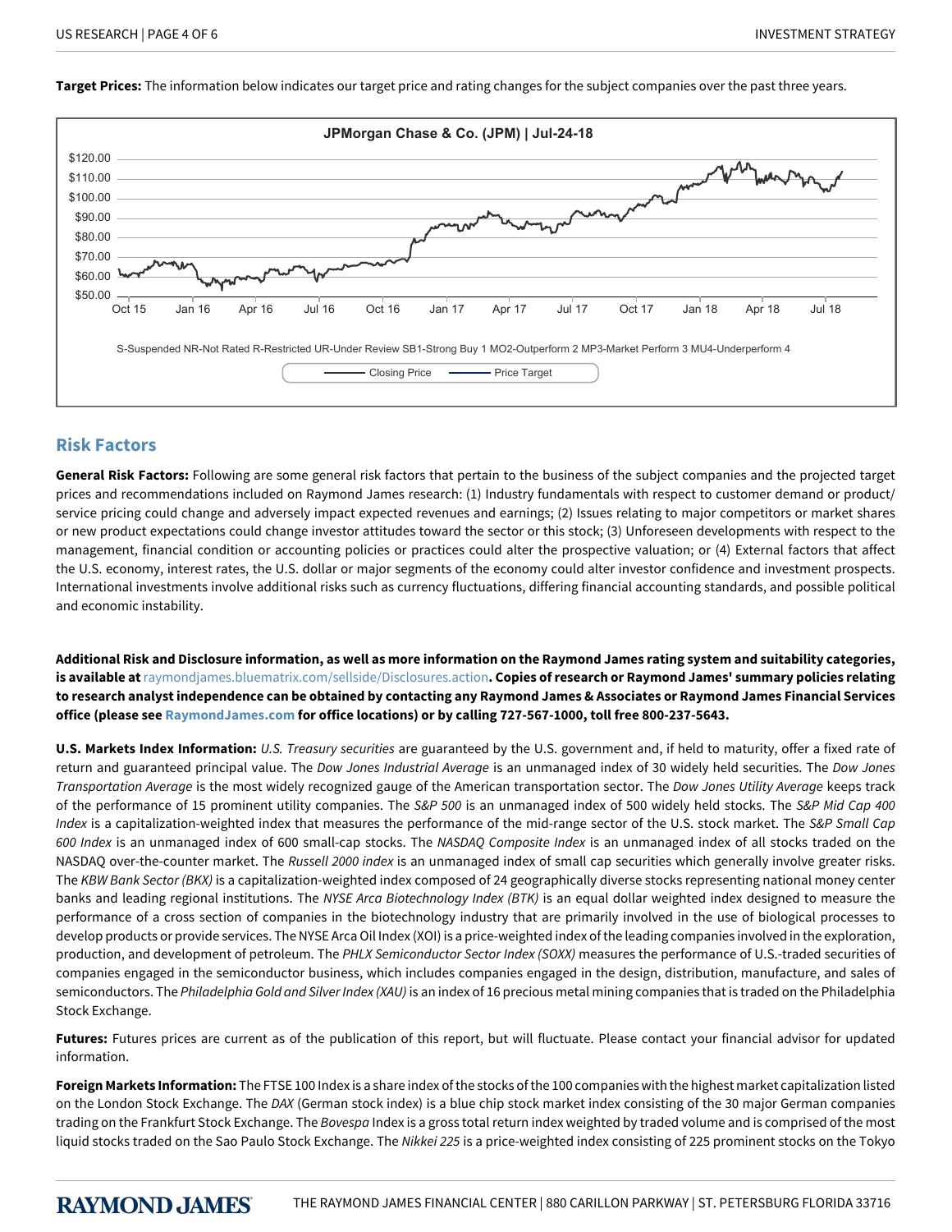**Target Prices:** The information below indicates our target price and rating changes for the subject companies over the past three years.

JPMorgan Chase & Co. (JPM) | Jul-24-18

S-Suspended NR-Not Rated R-Restricted UR-Under Review SB1-Strong Buy 1 MO2-Outperform 2 MP3-Market Perform 3 MU4-Underperform 4

Closing Price — Price Target

## Risk Factors

**General Risk Factors:** Following are some general risk factors that pertain to the business of the subject companies and the projected target prices and recommendations included on Raymond James research: (1) Industry fundamentals with respect to customer demand or product/service pricing could change and adversely impact expected revenues and earnings; (2) Issues relating to major competitors or market shares or new product expectations could change investor attitudes toward the sector or this stock; (3) Unforeseen developments with respect to the management, financial condition or accounting policies or practices could alter the prospective valuation; or (4) External factors that affect the U.S. economy, interest rates, the U.S. dollar or major segments of the economy could alter investor confidence and investment prospects. International investments involve additional risks such as currency fluctuations, differing financial accounting standards, and possible political and economic instability.

**Additional Risk and Disclosure information, as well as more information on the Raymond James rating system and suitability categories, is available at** raymondjames.bluematrix.com/sellside/Disclosures.action**. Copies of research or Raymond James' summary policies relating to research analyst independence can be obtained by contacting any Raymond James & Associates or Raymond James Financial Services office (please see RaymondJames.com for office locations) or by calling 727-567-1000, toll free 800-237-5643.**

**U.S. Markets Index Information:** *U.S. Treasury securities* are guaranteed by the U.S. government and, if held to maturity, offer a fixed rate of return and guaranteed principal value. The *Dow Jones Industrial Average* is an unmanaged index of 30 widely held securities. The *Dow Jones Transportation Average* is the most widely recognized gauge of the American transportation sector. The *Dow Jones Utility Average* keeps track of the performance of 15 prominent utility companies. The *S&P 500* is an unmanaged index of 500 widely held stocks. The *S&P Mid Cap 400 Index* is a capitalization-weighted index that measures the performance of the mid-range sector of the U.S. stock market. The *S&P Small Cap 600 Index* is an unmanaged index of 600 small-cap stocks. The *NASDAQ Composite Index* is an unmanaged index of all stocks traded on the NASDAQ over-the-counter market. The *Russell 2000 index* is an unmanaged index of small cap securities which generally involve greater risks. The *KBW Bank Sector (BKX)* is a capitalization-weighted index composed of 24 geographically diverse stocks representing national money center banks and leading regional institutions. The *NYSE Arca Biotechnology Index (BTK)* is an equal dollar weighted index designed to measure the performance of a cross section of companies in the biotechnology industry that are primarily involved in the use of biological processes to develop products or provide services. The NYSE Arca Oil Index (XOI) is a price-weighted index of the leading companies involved in the exploration, production, and development of petroleum. The *PHLX Semiconductor Sector Index (SOXX)* measures the performance of U.S.-traded securities of companies engaged in the semiconductor business, which includes companies engaged in the design, distribution, manufacture, and sales of semiconductors. The *Philadelphia Gold and Silver Index (XAU)* is an index of 16 precious metal mining companies that is traded on the Philadelphia Stock Exchange.

**Futures:** Futures prices are current as of the publication of this report, but will fluctuate. Please contact your financial advisor for updated information.

**Foreign Markets Information:** The FTSE 100 Index is a share index of the stocks of the 100 companies with the highest market capitalization listed on the London Stock Exchange. The *DAX* (German stock index) is a blue chip stock market index consisting of the 30 major German companies trading on the Frankfurt Stock Exchange. The *Bovespa* Index is a gross total return index weighted by traded volume and is comprised of the most liquid stocks traded on the Sao Paulo Stock Exchange. The *Nikkei 225* is a price-weighted index consisting of 225 prominent stocks on the Tokyo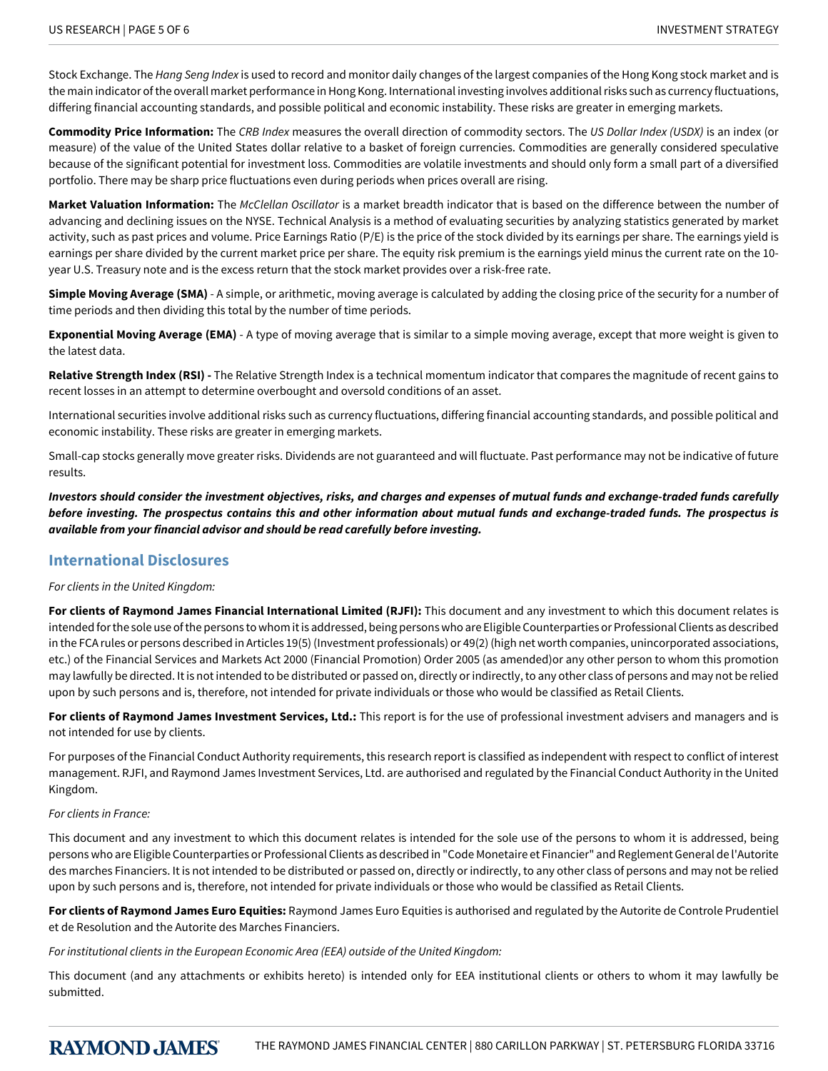Stock Exchange. The *Hang Seng Index* is used to record and monitor daily changes of the largest companies of the Hong Kong stock market and is the main indicator of the overall market performance in Hong Kong. International investing involves additional risks such as currency fluctuations, differing financial accounting standards, and possible political and economic instability. These risks are greater in emerging markets.

**Commodity Price Information:** The *CRB Index* measures the overall direction of commodity sectors. The *US Dollar Index (USDX)* is an index (or measure) of the value of the United States dollar relative to a basket of foreign currencies. Commodities are generally considered speculative because of the significant potential for investment loss. Commodities are volatile investments and should only form a small part of a diversified portfolio. There may be sharp price fluctuations even during periods when prices overall are rising.

**Market Valuation Information:** The *McClellan Oscillator* is a market breadth indicator that is based on the difference between the number of advancing and declining issues on the NYSE. Technical Analysis is a method of evaluating securities by analyzing statistics generated by market activity, such as past prices and volume. Price Earnings Ratio (P/E) is the price of the stock divided by its earnings per share. The earnings yield is earnings per share divided by the current market price per share. The equity risk premium is the earnings yield minus the current rate on the 10-year U.S. Treasury note and is the excess return that the stock market provides over a risk-free rate.

**Simple Moving Average (SMA)** - A simple, or arithmetic, moving average is calculated by adding the closing price of the security for a number of time periods and then dividing this total by the number of time periods.

**Exponential Moving Average (EMA)** - A type of moving average that is similar to a simple moving average, except that more weight is given to the latest data.

**Relative Strength Index (RSI) -** The Relative Strength Index is a technical momentum indicator that compares the magnitude of recent gains to recent losses in an attempt to determine overbought and oversold conditions of an asset.

International securities involve additional risks such as currency fluctuations, differing financial accounting standards, and possible political and economic instability. These risks are greater in emerging markets.

Small-cap stocks generally move greater risks. Dividends are not guaranteed and will fluctuate. Past performance may not be indicative of future results.

***Investors should consider the investment objectives, risks, and charges and expenses of mutual funds and exchange-traded funds carefully before investing. The prospectus contains this and other information about mutual funds and exchange-traded funds. The prospectus is available from your financial advisor and should be read carefully before investing.***

## International Disclosures

*For clients in the United Kingdom:*

**For clients of Raymond James Financial International Limited (RJFI):** This document and any investment to which this document relates is intended for the sole use of the persons to whom it is addressed, being persons who are Eligible Counterparties or Professional Clients as described in the FCA rules or persons described in Articles 19(5) (Investment professionals) or 49(2) (high net worth companies, unincorporated associations, etc.) of the Financial Services and Markets Act 2000 (Financial Promotion) Order 2005 (as amended)or any other person to whom this promotion may lawfully be directed. It is not intended to be distributed or passed on, directly or indirectly, to any other class of persons and may not be relied upon by such persons and is, therefore, not intended for private individuals or those who would be classified as Retail Clients.

**For clients of Raymond James Investment Services, Ltd.:** This report is for the use of professional investment advisers and managers and is not intended for use by clients.

For purposes of the Financial Conduct Authority requirements, this research report is classified as independent with respect to conflict of interest management. RJFI, and Raymond James Investment Services, Ltd. are authorised and regulated by the Financial Conduct Authority in the United Kingdom.

*For clients in France:*

This document and any investment to which this document relates is intended for the sole use of the persons to whom it is addressed, being persons who are Eligible Counterparties or Professional Clients as described in "Code Monetaire et Financier" and Reglement General de l'Autorite des marches Financiers. It is not intended to be distributed or passed on, directly or indirectly, to any other class of persons and may not be relied upon by such persons and is, therefore, not intended for private individuals or those who would be classified as Retail Clients.

**For clients of Raymond James Euro Equities:** Raymond James Euro Equities is authorised and regulated by the Autorite de Controle Prudentiel et de Resolution and the Autorite des Marches Financiers.

*For institutional clients in the European Economic Area (EEA) outside of the United Kingdom:*

This document (and any attachments or exhibits hereto) is intended only for EEA institutional clients or others to whom it may lawfully be submitted.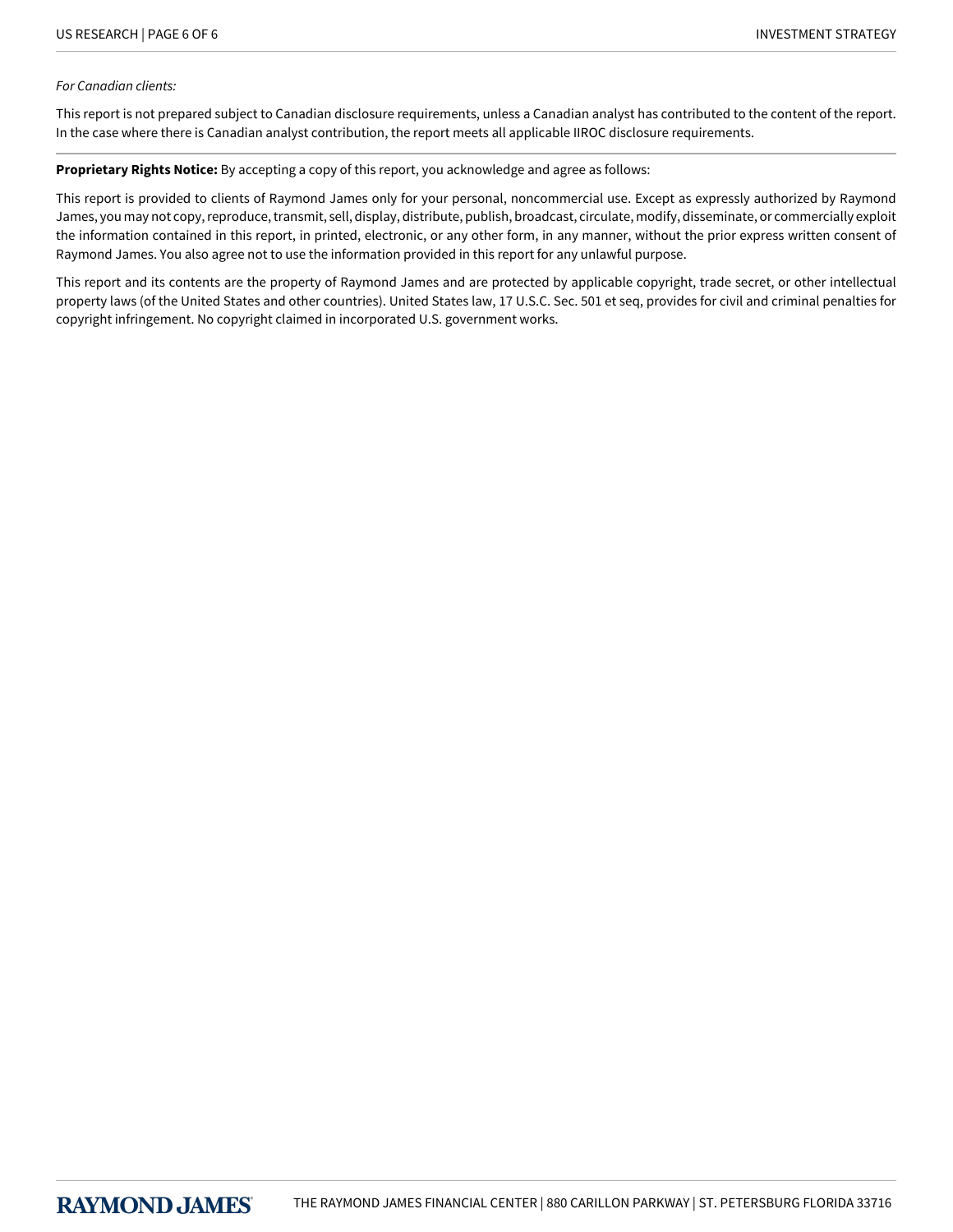*For Canadian clients:*

This report is not prepared subject to Canadian disclosure requirements, unless a Canadian analyst has contributed to the content of the report. In the case where there is Canadian analyst contribution, the report meets all applicable IIROC disclosure requirements.

**Proprietary Rights Notice:** By accepting a copy of this report, you acknowledge and agree as follows:

This report is provided to clients of Raymond James only for your personal, noncommercial use. Except as expressly authorized by Raymond James, you may not copy, reproduce, transmit, sell, display, distribute, publish, broadcast, circulate, modify, disseminate, or commercially exploit the information contained in this report, in printed, electronic, or any other form, in any manner, without the prior express written consent of Raymond James. You also agree not to use the information provided in this report for any unlawful purpose.

This report and its contents are the property of Raymond James and are protected by applicable copyright, trade secret, or other intellectual property laws (of the United States and other countries). United States law, 17 U.S.C. Sec. 501 et seq, provides for civil and criminal penalties for copyright infringement. No copyright claimed in incorporated U.S. government works.